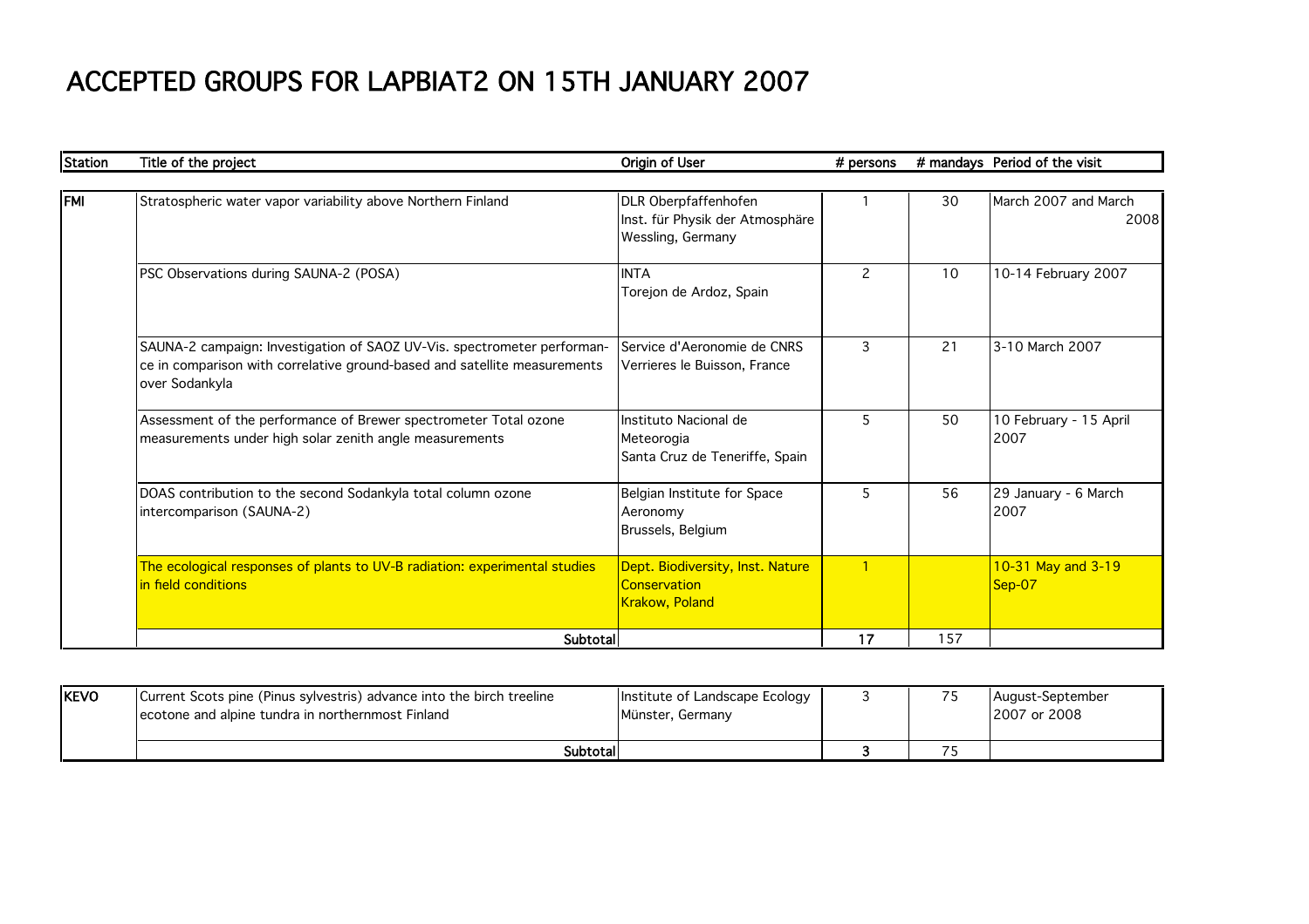# ACCEPTED GROUPS FOR LAPBIAT2 ON 15TH JANUARY 2007

| Station | Title of the project | Origin of User | # persons | # mandays | Period of the visit |
|---|---|---|---|---|---|
| FMI | Stratospheric water vapor variability above Northern Finland | DLR Oberpfaffenhofen Inst. für Physik der Atmosphäre Wessling, Germany | 1 | 30 | March 2007 and March 2008 |
| | PSC Observations during SAUNA-2 (POSA) | INTA Torejon de Ardoz, Spain | 2 | 10 | 10-14 February 2007 |
| | SAUNA-2 campaign: Investigation of SAOZ UV-Vis. spectrometer performance in comparison with correlative ground-based and satellite measurements over Sodankyla | Service d'Aeronomie de CNRS Verrieres le Buisson, France | 3 | 21 | 3-10 March 2007 |
| | Assessment of the performance of Brewer spectrometer Total ozone measurements under high solar zenith angle measurements | Instituto Nacional de Meteorogia Santa Cruz de Teneriffe, Spain | 5 | 50 | 10 February - 15 April 2007 |
| | DOAS contribution to the second Sodankyla total column ozone intercomparison (SAUNA-2) | Belgian Institute for Space Aeronomy Brussels, Belgium | 5 | 56 | 29 January - 6 March 2007 |
| | The ecological responses of plants to UV-B radiation: experimental studies in field conditions | Dept. Biodiversity, Inst. Nature Conservation Krakow, Poland | 1 | | 10-31 May and 3-19 Sep-07 |
| | Subtotal | | 17 | 157 | |

| Station | Title of the project | Origin of User | # persons | # mandays | Period of the visit |
|---|---|---|---|---|---|
| KEVO | Current Scots pine (Pinus sylvestris) advance into the birch treeline ecotone and alpine tundra in northernmost Finland | Institute of Landscape Ecology Münster, Germany | 3 | 75 | August-September 2007 or 2008 |
| | Subtotal | | 3 | 75 | |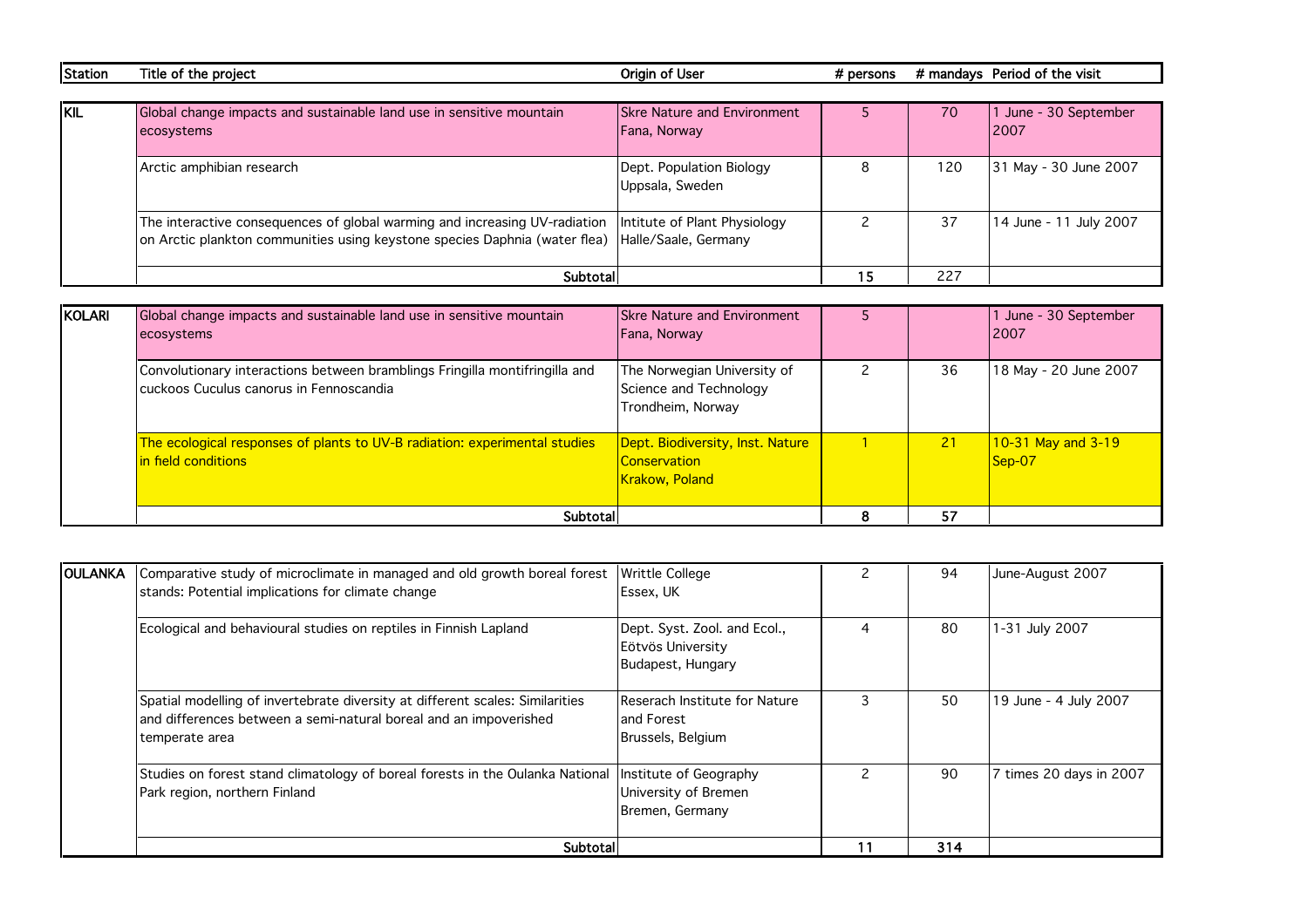| Station | Title of the project | Origin of User | # persons | # mandays | Period of the visit |
|---|---|---|---|---|---|
| KIL | Global change impacts and sustainable land use in sensitive mountain ecosystems | Skre Nature and Environment Fana, Norway | 5 | 70 | 1 June - 30 September 2007 |
| | Arctic amphibian research | Dept. Population Biology Uppsala, Sweden | 8 | 120 | 31 May - 30 June 2007 |
| | The interactive consequences of global warming and increasing UV-radiation on Arctic plankton communities using keystone species Daphnia (water flea) | Intitute of Plant Physiology Halle/Saale, Germany | 2 | 37 | 14 June - 11 July 2007 |
| | Subtotal | | 15 | 227 | |
| KOLARI | Global change impacts and sustainable land use in sensitive mountain ecosystems | Skre Nature and Environment Fana, Norway | 5 | | 1 June - 30 September 2007 |
| | Convolutionary interactions between bramblings Fringilla montifringilla and cuckoos Cuculus canorus in Fennoscandia | The Norwegian University of Science and Technology Trondheim, Norway | 2 | 36 | 18 May - 20 June 2007 |
| | The ecological responses of plants to UV-B radiation: experimental studies in field conditions | Dept. Biodiversity, Inst. Nature Conservation Krakow, Poland | 1 | 21 | 10-31 May and 3-19 Sep-07 |
| | Subtotal | | 8 | 57 | |
| OULANKA | Comparative study of microclimate in managed and old growth boreal forest stands: Potential implications for climate change | Writtle College Essex, UK | 2 | 94 | June-August 2007 |
| | Ecological and behavioural studies on reptiles in Finnish Lapland | Dept. Syst. Zool. and Ecol., Eötvös University Budapest, Hungary | 4 | 80 | 1-31 July 2007 |
| | Spatial modelling of invertebrate diversity at different scales: Similarities and differences between a semi-natural boreal and an impoverished temperate area | Reserach Institute for Nature and Forest Brussels, Belgium | 3 | 50 | 19 June - 4 July 2007 |
| | Studies on forest stand climatology of boreal forests in the Oulanka National Park region, northern Finland | Institute of Geography University of Bremen Bremen, Germany | 2 | 90 | 7 times 20 days in 2007 |
| | Subtotal | | 11 | 314 | |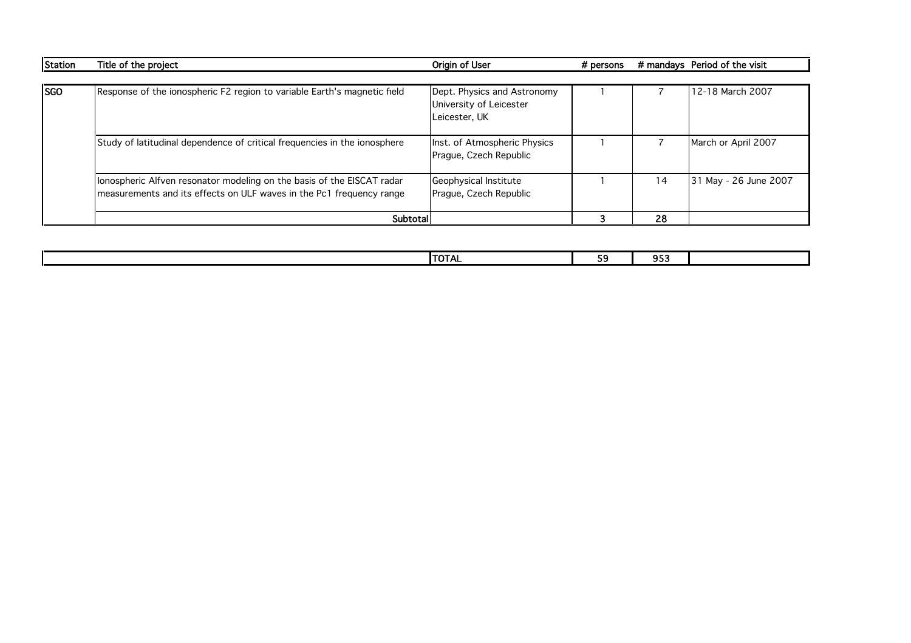| Station | Title of the project | Origin of User | # persons | # mandays | Period of the visit |
|---|---|---|---|---|---|
| SGO | Response of the ionospheric F2 region to variable Earth's magnetic field | Dept. Physics and Astronomy University of Leicester Leicester, UK | 1 | 7 | 12-18 March 2007 |
| | Study of latitudinal dependence of critical frequencies in the ionosphere | Inst. of Atmospheric Physics Prague, Czech Republic | 1 | 7 | March or April 2007 |
| | Ionospheric Alfven resonator modeling on the basis of the EISCAT radar measurements and its effects on ULF waves in the Pc1 frequency range | Geophysical Institute Prague, Czech Republic | 1 | 14 | 31 May - 26 June 2007 |
| | Subtotal | | 3 | 28 | |
| | | TOTAL | 59 | 953 | |